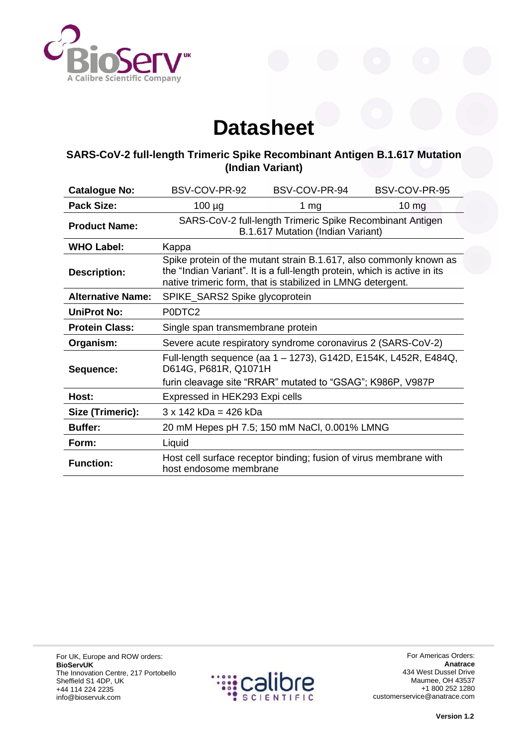# Datasheet

## SARS-CoV-2 full-length Trimeric Spike Recombinant Antigen B.1.617 Mutation (Indian Variant)

| **Catalogue No:** | BSV-COV-PR-92 | BSV-COV-PR-94 | BSV-COV-PR-95 |
|---|---|---|---|
| **Pack Size:** | 100 µg | 1 mg | 10 mg |
| **Product Name:** | SARS-CoV-2 full-length Trimeric Spike Recombinant Antigen B.1.617 Mutation (Indian Variant) | | |
| **WHO Label:** | Kappa | | |
| **Description:** | Spike protein of the mutant strain B.1.617, also commonly known as the "Indian Variant". It is a full-length protein, which is active in its native trimeric form, that is stabilized in LMNG detergent. | | |
| **Alternative Name:** | SPIKE_SARS2 Spike glycoprotein | | |
| **UniProt No:** | P0DTC2 | | |
| **Protein Class:** | Single span transmembrane protein | | |
| **Organism:** | Severe acute respiratory syndrome coronavirus 2 (SARS-CoV-2) | | |
| **Sequence:** | Full-length sequence (aa 1 – 1273), G142D, E154K, L452R, E484Q, D614G, P681R, Q1071H<br>furin cleavage site "RRAR" mutated to "GSAG"; K986P, V987P | | |
| **Host:** | Expressed in HEK293 Expi cells | | |
| **Size (Trimeric):** | 3 x 142 kDa = 426 kDa | | |
| **Buffer:** | 20 mM Hepes pH 7.5; 150 mM NaCl, 0.001% LMNG | | |
| **Form:** | Liquid | | |
| **Function:** | Host cell surface receptor binding; fusion of virus membrane with host endosome membrane | | |

For UK, Europe and ROW orders:
**BioServUK**
The Innovation Centre, 217 Portobello
Sheffield S1 4DP, UK
+44 114 224 2235
info@bioservuk.com

For Americas Orders:
**Anatrace**
434 West Dussel Drive
Maumee, OH 43537
+1 800 252 1280
customerservice@anatrace.com

**Version 1.2**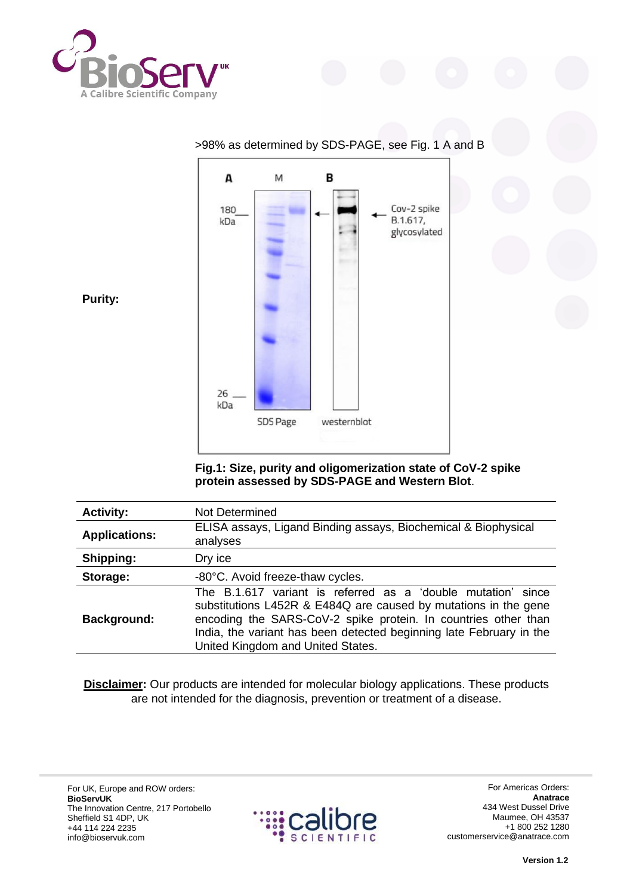| | |
|---|---|
| **Purity:** | >98% as determined by SDS-PAGE, see Fig. 1 A and B |

A

M

B

180 kDa

26 kDa

Cov-2 spike B.1.617, glycosylated

SDS Page

westernblot

**Fig.1: Size, purity and oligomerization state of CoV-2 spike protein assessed by SDS-PAGE and Western Blot**.

| | |
|---|---|
| **Activity:** | Not Determined |
| **Applications:** | ELISA assays, Ligand Binding assays, Biochemical & Biophysical analyses |
| **Shipping:** | Dry ice |
| **Storage:** | -80°C. Avoid freeze-thaw cycles. |
| **Background:** | The B.1.617 variant is referred as a 'double mutation' since substitutions L452R & E484Q are caused by mutations in the gene encoding the SARS-CoV-2 spike protein. In countries other than India, the variant has been detected beginning late February in the United Kingdom and United States. |

**Disclaimer:** Our products are intended for molecular biology applications. These products are not intended for the diagnosis, prevention or treatment of a disease.

For UK, Europe and ROW orders:
**BioServUK**
The Innovation Centre, 217 Portobello
Sheffield S1 4DP, UK
+44 114 224 2235
info@bioservuk.com

For Americas Orders:
**Anatrace**
434 West Dussel Drive
Maumee, OH 43537
+1 800 252 1280
customerservice@anatrace.com

**Version 1.2**